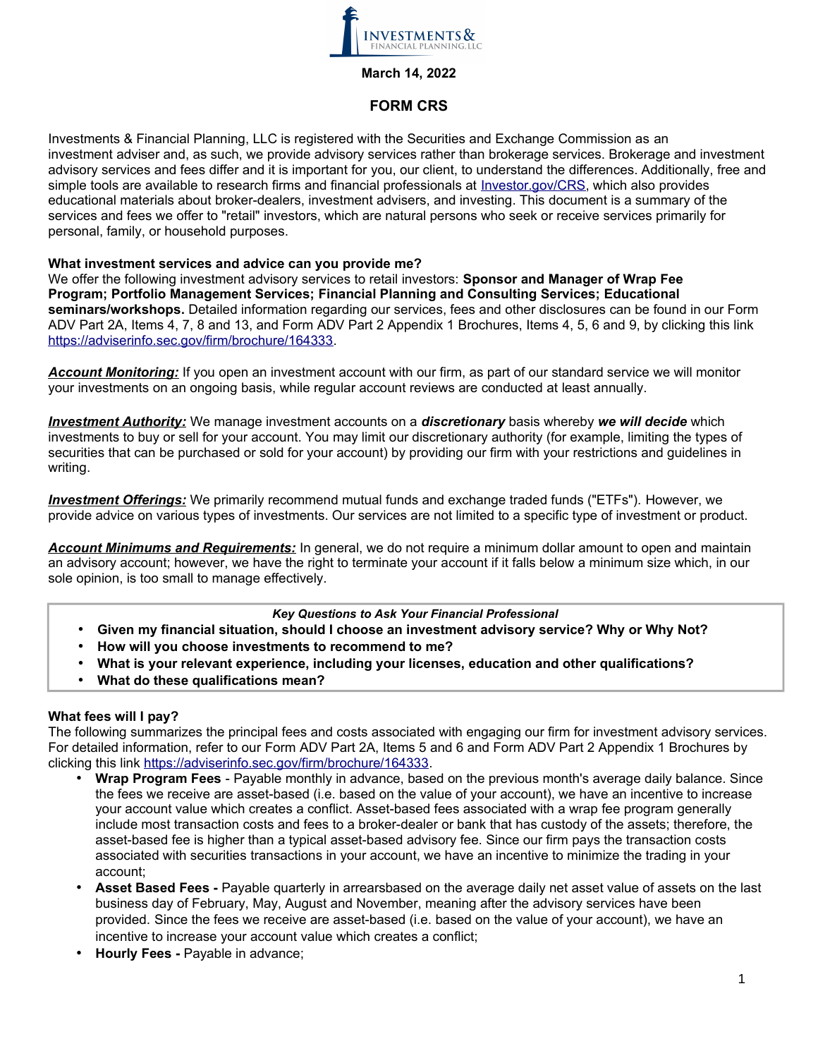March 14, 2022

# FORM CRS

Investments & Financial Planning, LLC is registered with the Securities and Exchange Commission as an investment adviser and, as such, we provide advisory services rather than brokerage services. Brokerage and investment advisory services and fees differ and it is important for you, our client, to understand the differences. Additionally, free and simple tools are available to research firms and financial professionals at [Investor.gov/CRS](Investor.gov/CRS), which also provides educational materials about broker-dealers, investment advisers, and investing. This document is a summary of the services and fees we offer to "retail" investors, which are natural persons who seek or receive services primarily for personal, family, or household purposes.

**What investment services and advice can you provide me?**
We offer the following investment advisory services to retail investors: **Sponsor and Manager of Wrap Fee Program; Portfolio Management Services; Financial Planning and Consulting Services; Educational seminars/workshops.** Detailed information regarding our services, fees and other disclosures can be found in our Form ADV Part 2A, Items 4, 7, 8 and 13, and Form ADV Part 2 Appendix 1 Brochures, Items 4, 5, 6 and 9, by clicking this link [https://adviserinfo.sec.gov/firm/brochure/164333](https://adviserinfo.sec.gov/firm/brochure/164333).

***Account Monitoring:*** If you open an investment account with our firm, as part of our standard service we will monitor your investments on an ongoing basis, while regular account reviews are conducted at least annually.

***Investment Authority:*** We manage investment accounts on a ***discretionary*** basis whereby ***we will decide*** which investments to buy or sell for your account. You may limit our discretionary authority (for example, limiting the types of securities that can be purchased or sold for your account) by providing our firm with your restrictions and guidelines in writing.

***Investment Offerings:*** We primarily recommend mutual funds and exchange traded funds ("ETFs"). However, we provide advice on various types of investments. Our services are not limited to a specific type of investment or product.

***Account Minimums and Requirements:*** In general, we do not require a minimum dollar amount to open and maintain an advisory account; however, we have the right to terminate your account if it falls below a minimum size which, in our sole opinion, is too small to manage effectively.

***Key Questions to Ask Your Financial Professional***

- **Given my financial situation, should I choose an investment advisory service? Why or Why Not?**
- **How will you choose investments to recommend to me?**
- **What is your relevant experience, including your licenses, education and other qualifications?**
- **What do these qualifications mean?**

**What fees will I pay?**
The following summarizes the principal fees and costs associated with engaging our firm for investment advisory services. For detailed information, refer to our Form ADV Part 2A, Items 5 and 6 and Form ADV Part 2 Appendix 1 Brochures by clicking this link [https://adviserinfo.sec.gov/firm/brochure/164333](https://adviserinfo.sec.gov/firm/brochure/164333).

- **Wrap Program Fees** - Payable monthly in advance, based on the previous month's average daily balance. Since the fees we receive are asset-based (i.e. based on the value of your account), we have an incentive to increase your account value which creates a conflict. Asset-based fees associated with a wrap fee program generally include most transaction costs and fees to a broker-dealer or bank that has custody of the assets; therefore, the asset-based fee is higher than a typical asset-based advisory fee. Since our firm pays the transaction costs associated with securities transactions in your account, we have an incentive to minimize the trading in your account;
- **Asset Based Fees -** Payable quarterly in arrearsbased on the average daily net asset value of assets on the last business day of February, May, August and November, meaning after the advisory services have been provided. Since the fees we receive are asset-based (i.e. based on the value of your account), we have an incentive to increase your account value which creates a conflict;
- **Hourly Fees -** Payable in advance;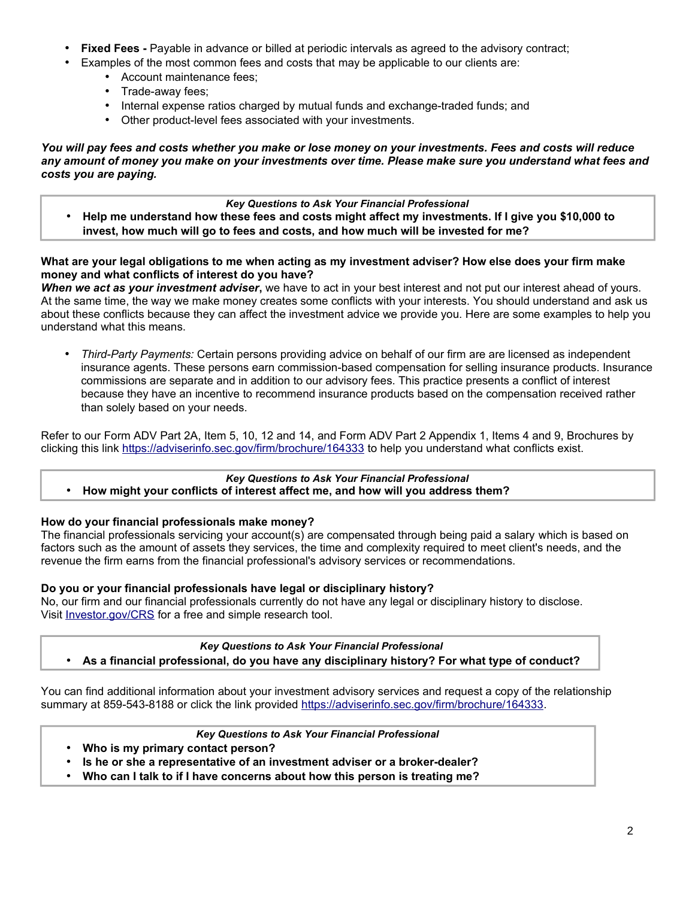- **Fixed Fees -** Payable in advance or billed at periodic intervals as agreed to the advisory contract;
- Examples of the most common fees and costs that may be applicable to our clients are:
  - Account maintenance fees;
  - Trade-away fees;
  - Internal expense ratios charged by mutual funds and exchange-traded funds; and
  - Other product-level fees associated with your investments.

***You will pay fees and costs whether you make or lose money on your investments. Fees and costs will reduce any amount of money you make on your investments over time. Please make sure you understand what fees and costs you are paying.***

> ***Key Questions to Ask Your Financial Professional***
> - **Help me understand how these fees and costs might affect my investments. If I give you $10,000 to invest, how much will go to fees and costs, and how much will be invested for me?**

**What are your legal obligations to me when acting as my investment adviser? How else does your firm make money and what conflicts of interest do you have?**

***When we act as your investment adviser*,** we have to act in your best interest and not put our interest ahead of yours. At the same time, the way we make money creates some conflicts with your interests. You should understand and ask us about these conflicts because they can affect the investment advice we provide you. Here are some examples to help you understand what this means.

- *Third-Party Payments:* Certain persons providing advice on behalf of our firm are are licensed as independent insurance agents. These persons earn commission-based compensation for selling insurance products. Insurance commissions are separate and in addition to our advisory fees. This practice presents a conflict of interest because they have an incentive to recommend insurance products based on the compensation received rather than solely based on your needs.

Refer to our Form ADV Part 2A, Item 5, 10, 12 and 14, and Form ADV Part 2 Appendix 1, Items 4 and 9, Brochures by clicking this link https://adviserinfo.sec.gov/firm/brochure/164333 to help you understand what conflicts exist.

> ***Key Questions to Ask Your Financial Professional***
> - **How might your conflicts of interest affect me, and how will you address them?**

**How do your financial professionals make money?**

The financial professionals servicing your account(s) are compensated through being paid a salary which is based on factors such as the amount of assets they services, the time and complexity required to meet client's needs, and the revenue the firm earns from the financial professional's advisory services or recommendations.

**Do you or your financial professionals have legal or disciplinary history?**

No, our firm and our financial professionals currently do not have any legal or disciplinary history to disclose. Visit Investor.gov/CRS for a free and simple research tool.

> ***Key Questions to Ask Your Financial Professional***
> - **As a financial professional, do you have any disciplinary history? For what type of conduct?**

You can find additional information about your investment advisory services and request a copy of the relationship summary at 859-543-8188 or click the link provided https://adviserinfo.sec.gov/firm/brochure/164333.

> ***Key Questions to Ask Your Financial Professional***
> - **Who is my primary contact person?**
> - **Is he or she a representative of an investment adviser or a broker-dealer?**
> - **Who can I talk to if I have concerns about how this person is treating me?**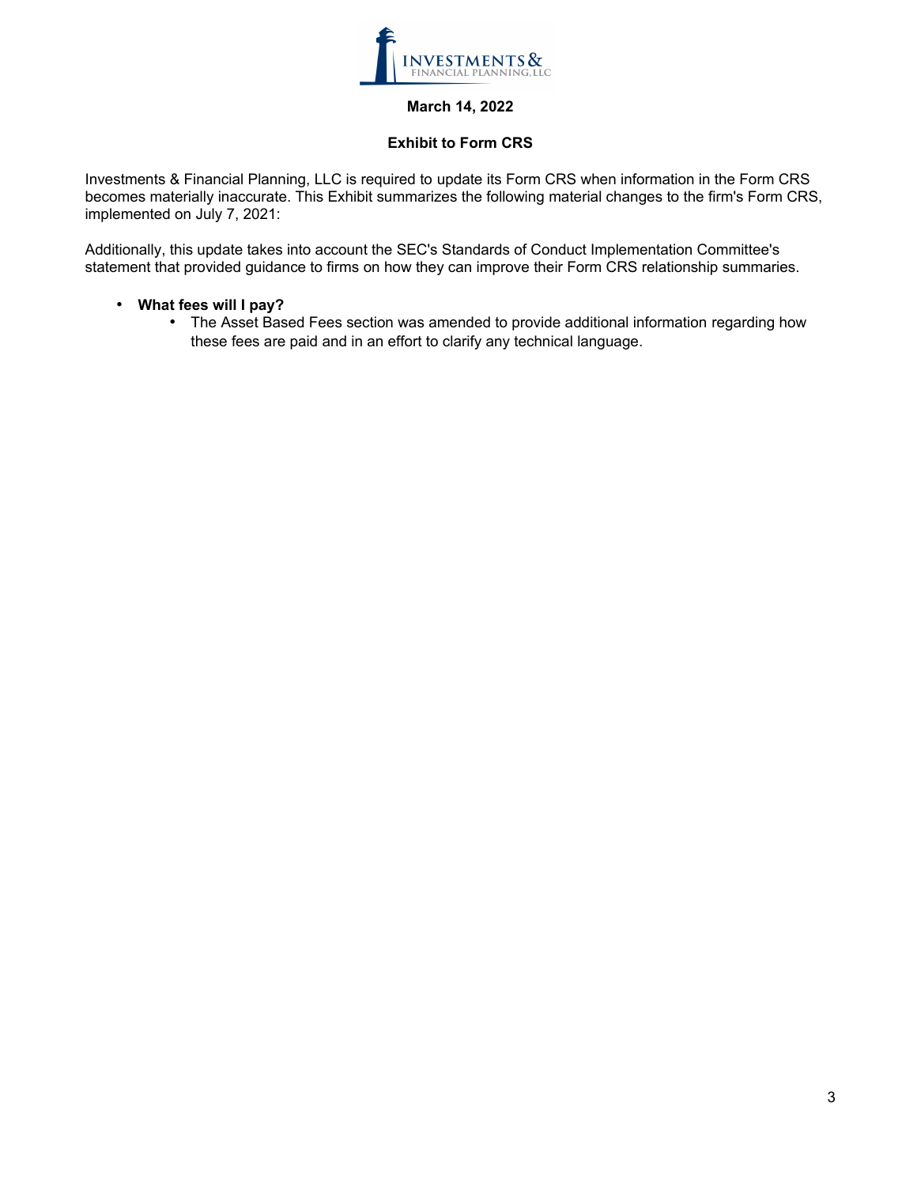**March 14, 2022**

**Exhibit to Form CRS**

Investments & Financial Planning, LLC is required to update its Form CRS when information in the Form CRS becomes materially inaccurate. This Exhibit summarizes the following material changes to the firm's Form CRS, implemented on July 7, 2021:

Additionally, this update takes into account the SEC's Standards of Conduct Implementation Committee's statement that provided guidance to firms on how they can improve their Form CRS relationship summaries.

- **What fees will I pay?**
  - The Asset Based Fees section was amended to provide additional information regarding how these fees are paid and in an effort to clarify any technical language.